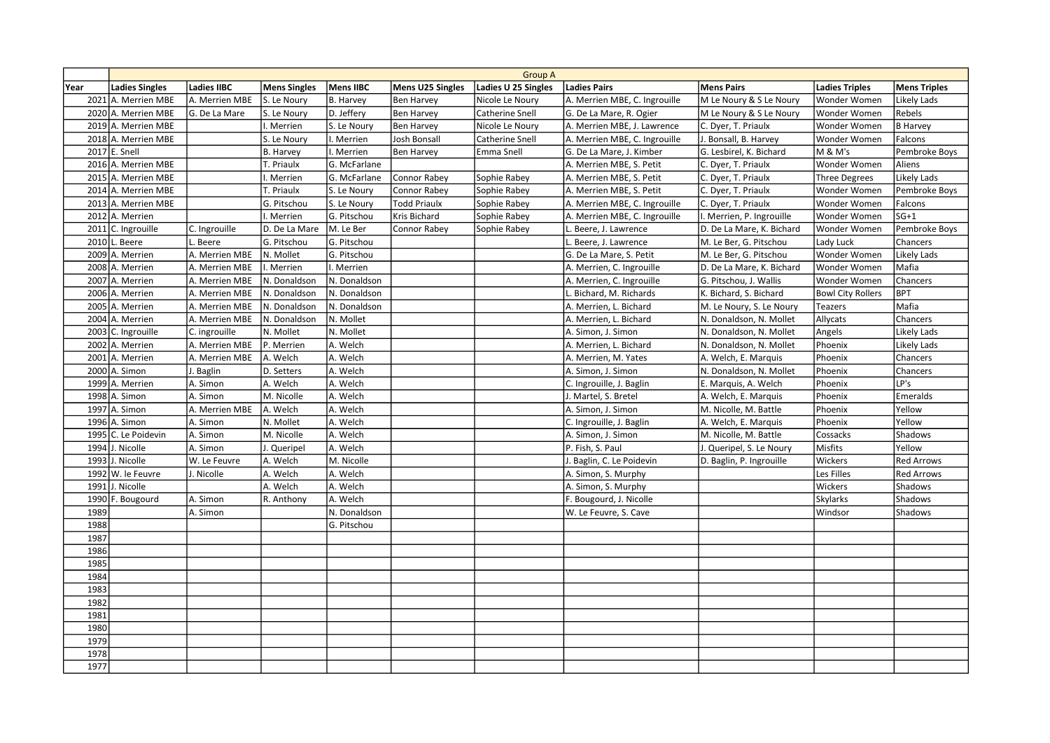| | Group A | | | | | | | | | |
|---|---|---|---|---|---|---|---|---|---|---|
| Year | Ladies Singles | Ladies IIBC | Mens Singles | Mens IIBC | Mens U25 Singles | Ladies U 25 Singles | Ladies Pairs | Mens Pairs | Ladies Triples | Mens Triples |
| 2021 | A. Merrien MBE | A. Merrien MBE | S. Le Noury | B. Harvey | Ben Harvey | Nicole Le Noury | A. Merrien MBE, C. Ingrouille | M Le Noury & S Le Noury | Wonder Women | Likely Lads |
| 2020 | A. Merrien MBE | G. De La Mare | S. Le Noury | D. Jeffery | Ben Harvey | Catherine Snell | G. De La Mare, R. Ogier | M Le Noury & S Le Noury | Wonder Women | Rebels |
| 2019 | A. Merrien MBE | | I. Merrien | S. Le Noury | Ben Harvey | Nicole Le Noury | A. Merrien MBE, J. Lawrence | C. Dyer, T. Priaulx | Wonder Women | B Harvey |
| 2018 | A. Merrien MBE | | S. Le Noury | I. Merrien | Josh Bonsall | Catherine Snell | A. Merrien MBE, C. Ingrouille | J. Bonsall, B. Harvey | Wonder Women | Falcons |
| 2017 | E. Snell | | B. Harvey | I. Merrien | Ben Harvey | Emma Snell | G. De La Mare, J. Kimber | G. Lesbirel, K. Bichard | M & M's | Pembroke Boys |
| 2016 | A. Merrien MBE | | T. Priaulx | G. McFarlane | | | A. Merrien MBE, S. Petit | C. Dyer, T. Priaulx | Wonder Women | Aliens |
| 2015 | A. Merrien MBE | | I. Merrien | G. McFarlane | Connor Rabey | Sophie Rabey | A. Merrien MBE, S. Petit | C. Dyer, T. Priaulx | Three Degrees | Likely Lads |
| 2014 | A. Merrien MBE | | T. Priaulx | S. Le Noury | Connor Rabey | Sophie Rabey | A. Merrien MBE, S. Petit | C. Dyer, T. Priaulx | Wonder Women | Pembroke Boys |
| 2013 | A. Merrien MBE | | G. Pitschou | S. Le Noury | Todd Priaulx | Sophie Rabey | A. Merrien MBE, C. Ingrouille | C. Dyer, T. Priaulx | Wonder Women | Falcons |
| 2012 | A. Merrien | | I. Merrien | G. Pitschou | Kris Bichard | Sophie Rabey | A. Merrien MBE, C. Ingrouille | I. Merrien, P. Ingrouille | Wonder Women | SG+1 |
| 2011 | C. Ingrouille | C. Ingrouille | D. De La Mare | M. Le Ber | Connor Rabey | Sophie Rabey | L. Beere, J. Lawrence | D. De La Mare, K. Bichard | Wonder Women | Pembroke Boys |
| 2010 | L. Beere | L. Beere | G. Pitschou | G. Pitschou | | | L. Beere, J. Lawrence | M. Le Ber, G. Pitschou | Lady Luck | Chancers |
| 2009 | A. Merrien | A. Merrien MBE | N. Mollet | G. Pitschou | | | G. De La Mare, S. Petit | M. Le Ber, G. Pitschou | Wonder Women | Likely Lads |
| 2008 | A. Merrien | A. Merrien MBE | I. Merrien | I. Merrien | | | A. Merrien, C. Ingrouille | D. De La Mare, K. Bichard | Wonder Women | Mafia |
| 2007 | A. Merrien | A. Merrien MBE | N. Donaldson | N. Donaldson | | | A. Merrien, C. Ingrouille | G. Pitschou, J. Wallis | Wonder Women | Chancers |
| 2006 | A. Merrien | A. Merrien MBE | N. Donaldson | N. Donaldson | | | L. Bichard, M. Richards | K. Bichard, S. Bichard | Bowl City Rollers | BPT |
| 2005 | A. Merrien | A. Merrien MBE | N. Donaldson | N. Donaldson | | | A. Merrien, L. Bichard | M. Le Noury, S. Le Noury | Teazers | Mafia |
| 2004 | A. Merrien | A. Merrien MBE | N. Donaldson | N. Mollet | | | A. Merrien, L. Bichard | N. Donaldson, N. Mollet | Allycats | Chancers |
| 2003 | C. Ingrouille | C. ingrouille | N. Mollet | N. Mollet | | | A. Simon, J. Simon | N. Donaldson, N. Mollet | Angels | Likely Lads |
| 2002 | A. Merrien | A. Merrien MBE | P. Merrien | A. Welch | | | A. Merrien, L. Bichard | N. Donaldson, N. Mollet | Phoenix | Likely Lads |
| 2001 | A. Merrien | A. Merrien MBE | A. Welch | A. Welch | | | A. Merrien, M. Yates | A. Welch, E. Marquis | Phoenix | Chancers |
| 2000 | A. Simon | J. Baglin | D. Setters | A. Welch | | | A. Simon, J. Simon | N. Donaldson, N. Mollet | Phoenix | Chancers |
| 1999 | A. Merrien | A. Simon | A. Welch | A. Welch | | | C. Ingrouille, J. Baglin | E. Marquis, A. Welch | Phoenix | LP's |
| 1998 | A. Simon | A. Simon | M. Nicolle | A. Welch | | | J. Martel, S. Bretel | A. Welch, E. Marquis | Phoenix | Emeralds |
| 1997 | A. Simon | A. Merrien MBE | A. Welch | A. Welch | | | A. Simon, J. Simon | M. Nicolle, M. Battle | Phoenix | Yellow |
| 1996 | A. Simon | A. Simon | N. Mollet | A. Welch | | | C. Ingrouille, J. Baglin | A. Welch, E. Marquis | Phoenix | Yellow |
| 1995 | C. Le Poidevin | A. Simon | M. Nicolle | A. Welch | | | A. Simon, J. Simon | M. Nicolle, M. Battle | Cossacks | Shadows |
| 1994 | J. Nicolle | A. Simon | J. Queripel | A. Welch | | | P. Fish, S. Paul | J. Queripel, S. Le Noury | Misfits | Yellow |
| 1993 | J. Nicolle | W. Le Feuvre | A. Welch | M. Nicolle | | | J. Baglin, C. Le Poidevin | D. Baglin, P. Ingrouille | Wickers | Red Arrows |
| 1992 | W. le Feuvre | J. Nicolle | A. Welch | A. Welch | | | A. Simon, S. Murphy | | Les Filles | Red Arrows |
| 1991 | J. Nicolle | | A. Welch | A. Welch | | | A. Simon, S. Murphy | | Wickers | Shadows |
| 1990 | F. Bougourd | A. Simon | R. Anthony | A. Welch | | | F. Bougourd, J. Nicolle | | Skylarks | Shadows |
| 1989 | | A. Simon | | N. Donaldson | | | W. Le Feuvre, S. Cave | | Windsor | Shadows |
| 1988 | | | | G. Pitschou | | | | | | |
| 1987 | | | | | | | | | | |
| 1986 | | | | | | | | | | |
| 1985 | | | | | | | | | | |
| 1984 | | | | | | | | | | |
| 1983 | | | | | | | | | | |
| 1982 | | | | | | | | | | |
| 1981 | | | | | | | | | | |
| 1980 | | | | | | | | | | |
| 1979 | | | | | | | | | | |
| 1978 | | | | | | | | | | |
| 1977 | | | | | | | | | | |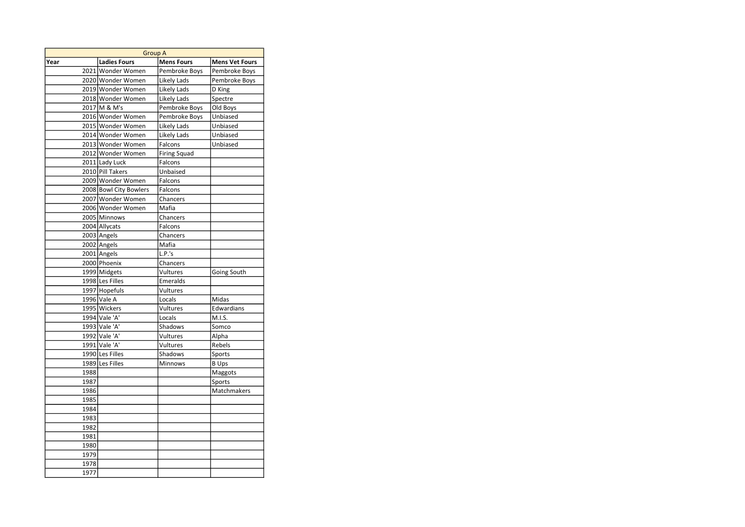| Group A | | | |
|---|---|---|---|
| Year | Ladies Fours | Mens Fours | Mens Vet Fours |
| 2021 | Wonder Women | Pembroke Boys | Pembroke Boys |
| 2020 | Wonder Women | Likely Lads | Pembroke Boys |
| 2019 | Wonder Women | Likely Lads | D King |
| 2018 | Wonder Women | Likely Lads | Spectre |
| 2017 | M & M's | Pembroke Boys | Old Boys |
| 2016 | Wonder Women | Pembroke Boys | Unbiased |
| 2015 | Wonder Women | Likely Lads | Unbiased |
| 2014 | Wonder Women | Likely Lads | Unbiased |
| 2013 | Wonder Women | Falcons | Unbiased |
| 2012 | Wonder Women | Firing Squad | |
| 2011 | Lady Luck | Falcons | |
| 2010 | Pill Takers | Unbaised | |
| 2009 | Wonder Women | Falcons | |
| 2008 | Bowl City Bowlers | Falcons | |
| 2007 | Wonder Women | Chancers | |
| 2006 | Wonder Women | Mafia | |
| 2005 | Minnows | Chancers | |
| 2004 | Allycats | Falcons | |
| 2003 | Angels | Chancers | |
| 2002 | Angels | Mafia | |
| 2001 | Angels | L.P.'s | |
| 2000 | Phoenix | Chancers | |
| 1999 | Midgets | Vultures | Going South |
| 1998 | Les Filles | Emeralds | |
| 1997 | Hopefuls | Vultures | |
| 1996 | Vale A | Locals | Midas |
| 1995 | Wickers | Vultures | Edwardians |
| 1994 | Vale 'A' | Locals | M.I.S. |
| 1993 | Vale 'A' | Shadows | Somco |
| 1992 | Vale 'A' | Vultures | Alpha |
| 1991 | Vale 'A' | Vultures | Rebels |
| 1990 | Les Filles | Shadows | Sports |
| 1989 | Les Filles | Minnows | B Ups |
| 1988 | | | Maggots |
| 1987 | | | Sports |
| 1986 | | | Matchmakers |
| 1985 | | | |
| 1984 | | | |
| 1983 | | | |
| 1982 | | | |
| 1981 | | | |
| 1980 | | | |
| 1979 | | | |
| 1978 | | | |
| 1977 | | | |